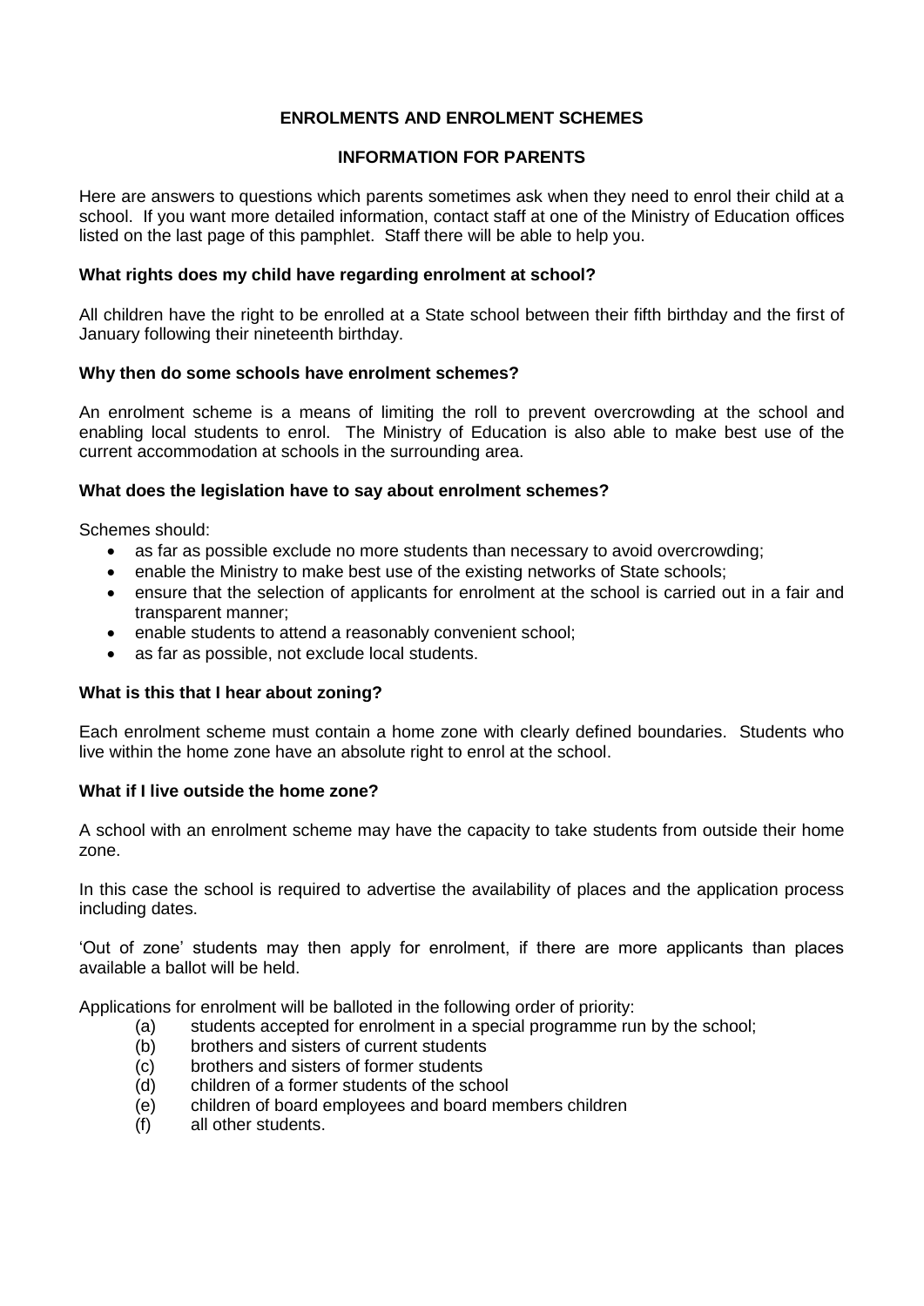## ENROLMENTS AND ENROLMENT SCHEMES

## INFORMATION FOR PARENTS

Here are answers to questions which parents sometimes ask when they need to enrol their child at a school. If you want more detailed information, contact staff at one of the Ministry of Education offices listed on the last page of this pamphlet. Staff there will be able to help you.

### What rights does my child have regarding enrolment at school?

All children have the right to be enrolled at a State school between their fifth birthday and the first of January following their nineteenth birthday.

### Why then do some schools have enrolment schemes?

An enrolment scheme is a means of limiting the roll to prevent overcrowding at the school and enabling local students to enrol. The Ministry of Education is also able to make best use of the current accommodation at schools in the surrounding area.

### What does the legislation have to say about enrolment schemes?

Schemes should:

- as far as possible exclude no more students than necessary to avoid overcrowding;
- enable the Ministry to make best use of the existing networks of State schools;
- ensure that the selection of applicants for enrolment at the school is carried out in a fair and transparent manner;
- enable students to attend a reasonably convenient school;
- as far as possible, not exclude local students.

### What is this that I hear about zoning?

Each enrolment scheme must contain a home zone with clearly defined boundaries. Students who live within the home zone have an absolute right to enrol at the school.

### What if I live outside the home zone?

A school with an enrolment scheme may have the capacity to take students from outside their home zone.

In this case the school is required to advertise the availability of places and the application process including dates.

'Out of zone' students may then apply for enrolment, if there are more applicants than places available a ballot will be held.

Applications for enrolment will be balloted in the following order of priority:

(a) students accepted for enrolment in a special programme run by the school;
(b) brothers and sisters of current students
(c) brothers and sisters of former students
(d) children of a former students of the school
(e) children of board employees and board members children
(f) all other students.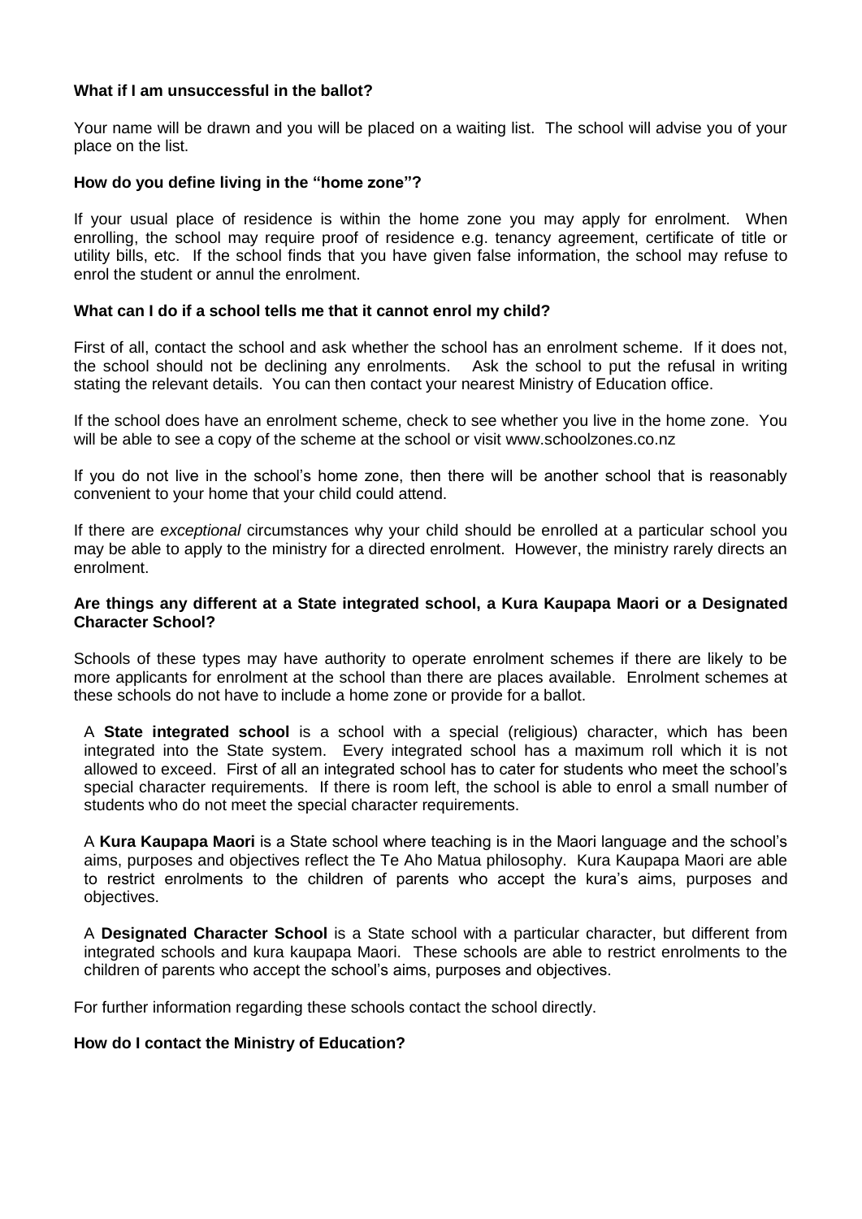**What if I am unsuccessful in the ballot?**

Your name will be drawn and you will be placed on a waiting list. The school will advise you of your place on the list.

**How do you define living in the "home zone"?**

If your usual place of residence is within the home zone you may apply for enrolment. When enrolling, the school may require proof of residence e.g. tenancy agreement, certificate of title or utility bills, etc. If the school finds that you have given false information, the school may refuse to enrol the student or annul the enrolment.

**What can I do if a school tells me that it cannot enrol my child?**

First of all, contact the school and ask whether the school has an enrolment scheme. If it does not, the school should not be declining any enrolments. Ask the school to put the refusal in writing stating the relevant details. You can then contact your nearest Ministry of Education office.

If the school does have an enrolment scheme, check to see whether you live in the home zone. You will be able to see a copy of the scheme at the school or visit www.schoolzones.co.nz

If you do not live in the school's home zone, then there will be another school that is reasonably convenient to your home that your child could attend.

If there are *exceptional* circumstances why your child should be enrolled at a particular school you may be able to apply to the ministry for a directed enrolment. However, the ministry rarely directs an enrolment.

**Are things any different at a State integrated school, a Kura Kaupapa Maori or a Designated Character School?**

Schools of these types may have authority to operate enrolment schemes if there are likely to be more applicants for enrolment at the school than there are places available. Enrolment schemes at these schools do not have to include a home zone or provide for a ballot.

A **State integrated school** is a school with a special (religious) character, which has been integrated into the State system. Every integrated school has a maximum roll which it is not allowed to exceed. First of all an integrated school has to cater for students who meet the school's special character requirements. If there is room left, the school is able to enrol a small number of students who do not meet the special character requirements.

A **Kura Kaupapa Maori** is a State school where teaching is in the Maori language and the school's aims, purposes and objectives reflect the Te Aho Matua philosophy. Kura Kaupapa Maori are able to restrict enrolments to the children of parents who accept the kura's aims, purposes and objectives.

A **Designated Character School** is a State school with a particular character, but different from integrated schools and kura kaupapa Maori. These schools are able to restrict enrolments to the children of parents who accept the school's aims, purposes and objectives.

For further information regarding these schools contact the school directly.

**How do I contact the Ministry of Education?**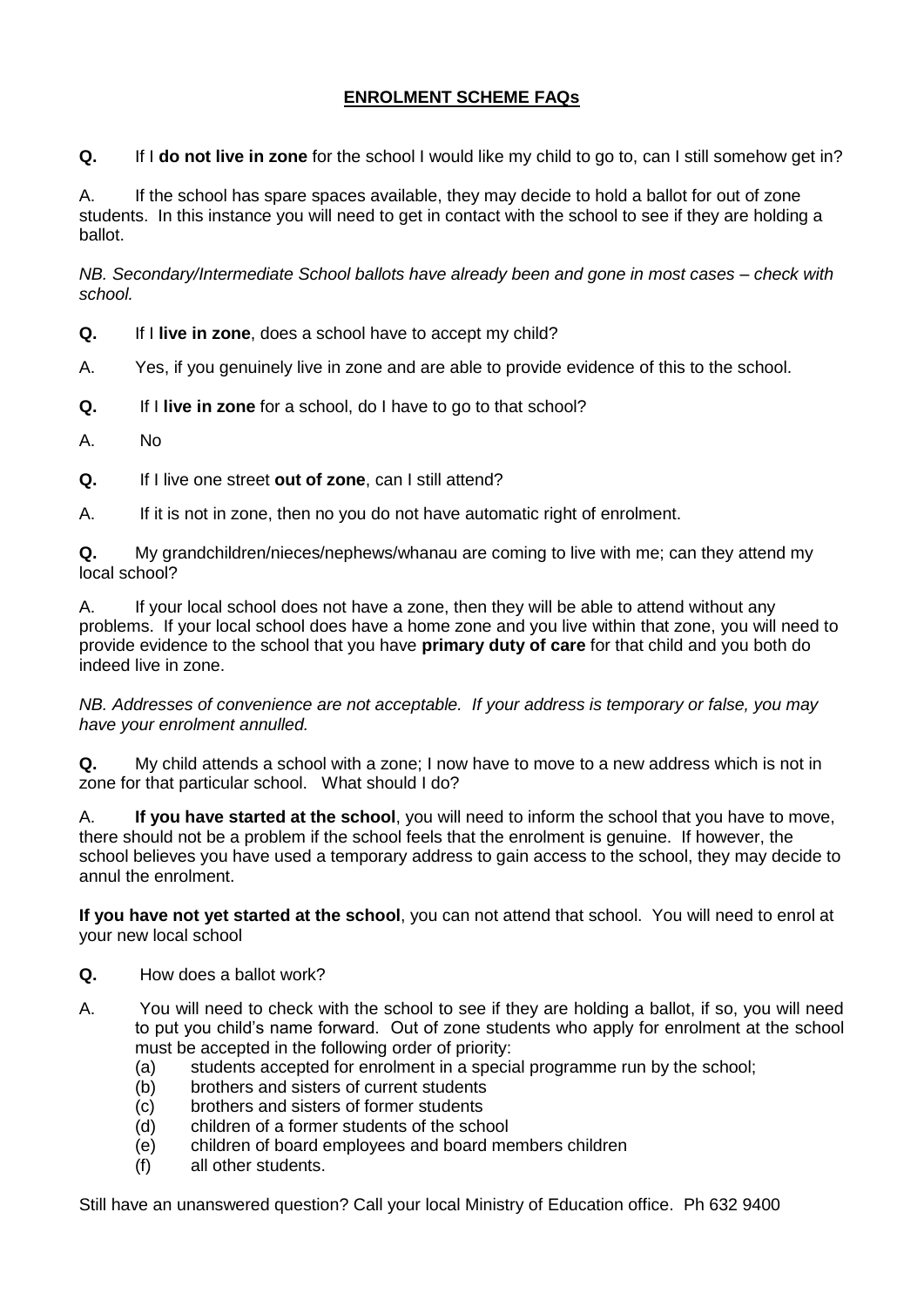## ENROLMENT SCHEME FAQs

**Q.** If I **do not live in zone** for the school I would like my child to go to, can I still somehow get in?

A. If the school has spare spaces available, they may decide to hold a ballot for out of zone students. In this instance you will need to get in contact with the school to see if they are holding a ballot.

*NB. Secondary/Intermediate School ballots have already been and gone in most cases – check with school.*

**Q.** If I **live in zone**, does a school have to accept my child?

A. Yes, if you genuinely live in zone and are able to provide evidence of this to the school.

**Q.** If I **live in zone** for a school, do I have to go to that school?

A. No

**Q.** If I live one street **out of zone**, can I still attend?

A. If it is not in zone, then no you do not have automatic right of enrolment.

**Q.** My grandchildren/nieces/nephews/whanau are coming to live with me; can they attend my local school?

A. If your local school does not have a zone, then they will be able to attend without any problems. If your local school does have a home zone and you live within that zone, you will need to provide evidence to the school that you have **primary duty of care** for that child and you both do indeed live in zone.

*NB. Addresses of convenience are not acceptable. If your address is temporary or false, you may have your enrolment annulled.*

**Q.** My child attends a school with a zone; I now have to move to a new address which is not in zone for that particular school. What should I do?

A. **If you have started at the school**, you will need to inform the school that you have to move, there should not be a problem if the school feels that the enrolment is genuine. If however, the school believes you have used a temporary address to gain access to the school, they may decide to annul the enrolment.

**If you have not yet started at the school**, you can not attend that school. You will need to enrol at your new local school

**Q.** How does a ballot work?

A. You will need to check with the school to see if they are holding a ballot, if so, you will need to put you child's name forward. Out of zone students who apply for enrolment at the school must be accepted in the following order of priority:

(a) students accepted for enrolment in a special programme run by the school;
(b) brothers and sisters of current students
(c) brothers and sisters of former students
(d) children of a former students of the school
(e) children of board employees and board members children
(f) all other students.

Still have an unanswered question? Call your local Ministry of Education office. Ph 632 9400